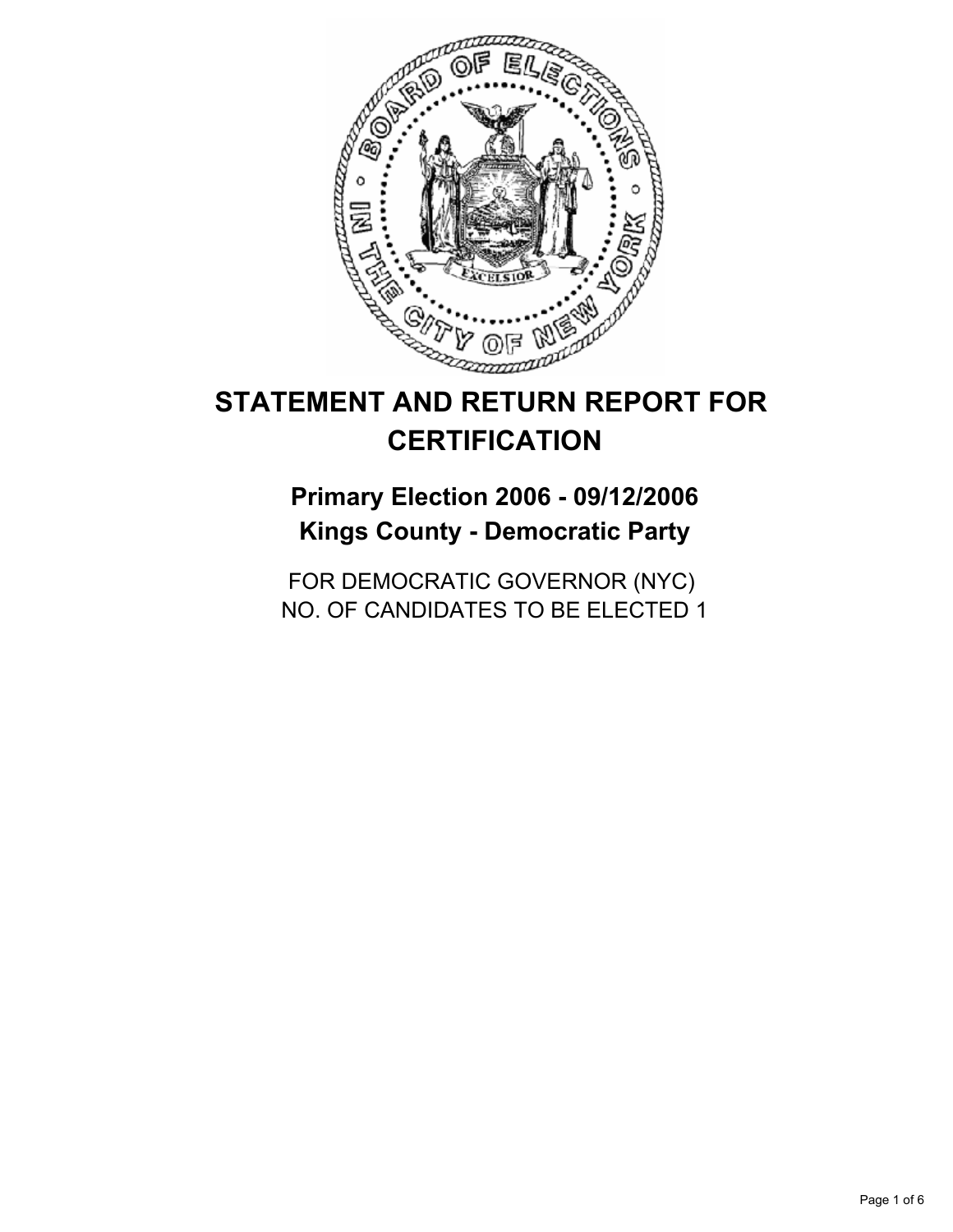# STATEMENT AND RETURN REPORT FOR CERTIFICATION

## Primary Election 2006 - 09/12/2006
## Kings County - Democratic Party

FOR DEMOCRATIC GOVERNOR (NYC)
NO. OF CANDIDATES TO BE ELECTED 1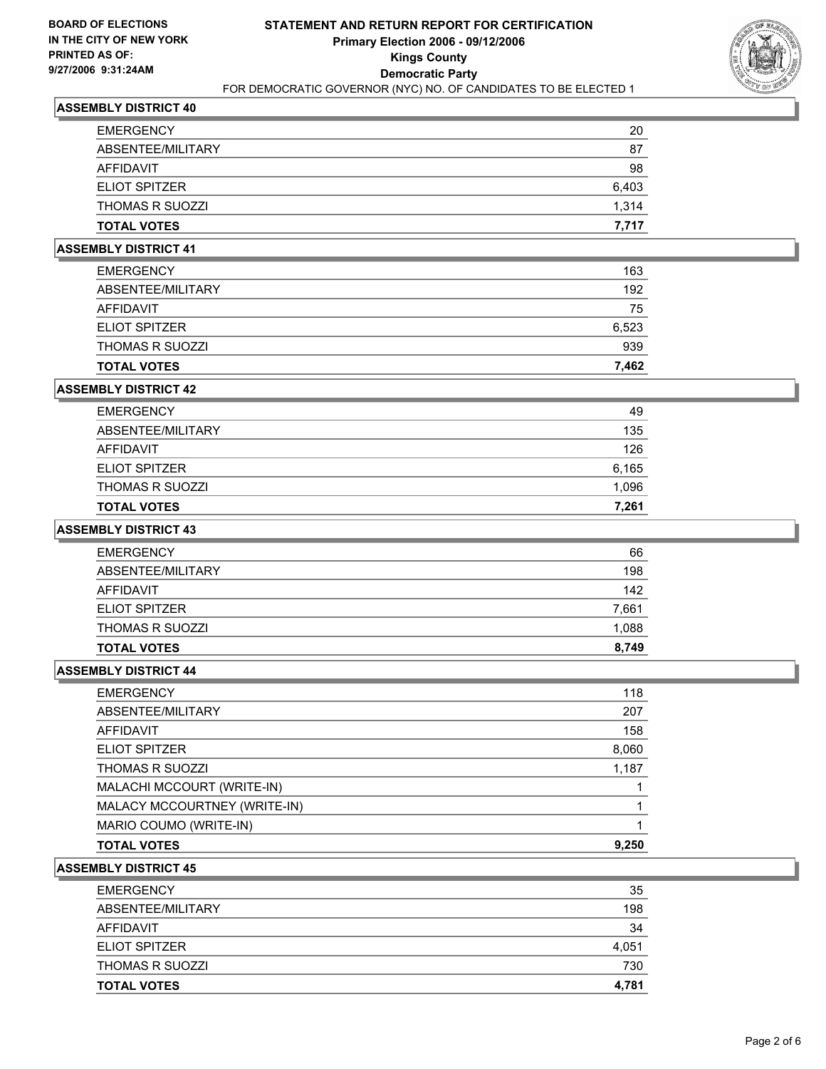**BOARD OF ELECTIONS IN THE CITY OF NEW YORK PRINTED AS OF: 9/27/2006 9:31:24AM**

# STATEMENT AND RETURN REPORT FOR CERTIFICATION
## Primary Election 2006 - 09/12/2006
## Kings County
## Democratic Party
### FOR DEMOCRATIC GOVERNOR (NYC) NO. OF CANDIDATES TO BE ELECTED 1

**ASSEMBLY DISTRICT 40**

| | |
|---|---|
| EMERGENCY | 20 |
| ABSENTEE/MILITARY | 87 |
| AFFIDAVIT | 98 |
| ELIOT SPITZER | 6,403 |
| THOMAS R SUOZZI | 1,314 |
| **TOTAL VOTES** | **7,717** |

**ASSEMBLY DISTRICT 41**

| | |
|---|---|
| EMERGENCY | 163 |
| ABSENTEE/MILITARY | 192 |
| AFFIDAVIT | 75 |
| ELIOT SPITZER | 6,523 |
| THOMAS R SUOZZI | 939 |
| **TOTAL VOTES** | **7,462** |

**ASSEMBLY DISTRICT 42**

| | |
|---|---|
| EMERGENCY | 49 |
| ABSENTEE/MILITARY | 135 |
| AFFIDAVIT | 126 |
| ELIOT SPITZER | 6,165 |
| THOMAS R SUOZZI | 1,096 |
| **TOTAL VOTES** | **7,261** |

**ASSEMBLY DISTRICT 43**

| | |
|---|---|
| EMERGENCY | 66 |
| ABSENTEE/MILITARY | 198 |
| AFFIDAVIT | 142 |
| ELIOT SPITZER | 7,661 |
| THOMAS R SUOZZI | 1,088 |
| **TOTAL VOTES** | **8,749** |

**ASSEMBLY DISTRICT 44**

| | |
|---|---|
| EMERGENCY | 118 |
| ABSENTEE/MILITARY | 207 |
| AFFIDAVIT | 158 |
| ELIOT SPITZER | 8,060 |
| THOMAS R SUOZZI | 1,187 |
| MALACHI MCCOURT (WRITE-IN) | 1 |
| MALACY MCCOURTNEY (WRITE-IN) | 1 |
| MARIO COUMO (WRITE-IN) | 1 |
| **TOTAL VOTES** | **9,250** |

**ASSEMBLY DISTRICT 45**

| | |
|---|---|
| EMERGENCY | 35 |
| ABSENTEE/MILITARY | 198 |
| AFFIDAVIT | 34 |
| ELIOT SPITZER | 4,051 |
| THOMAS R SUOZZI | 730 |
| **TOTAL VOTES** | **4,781** |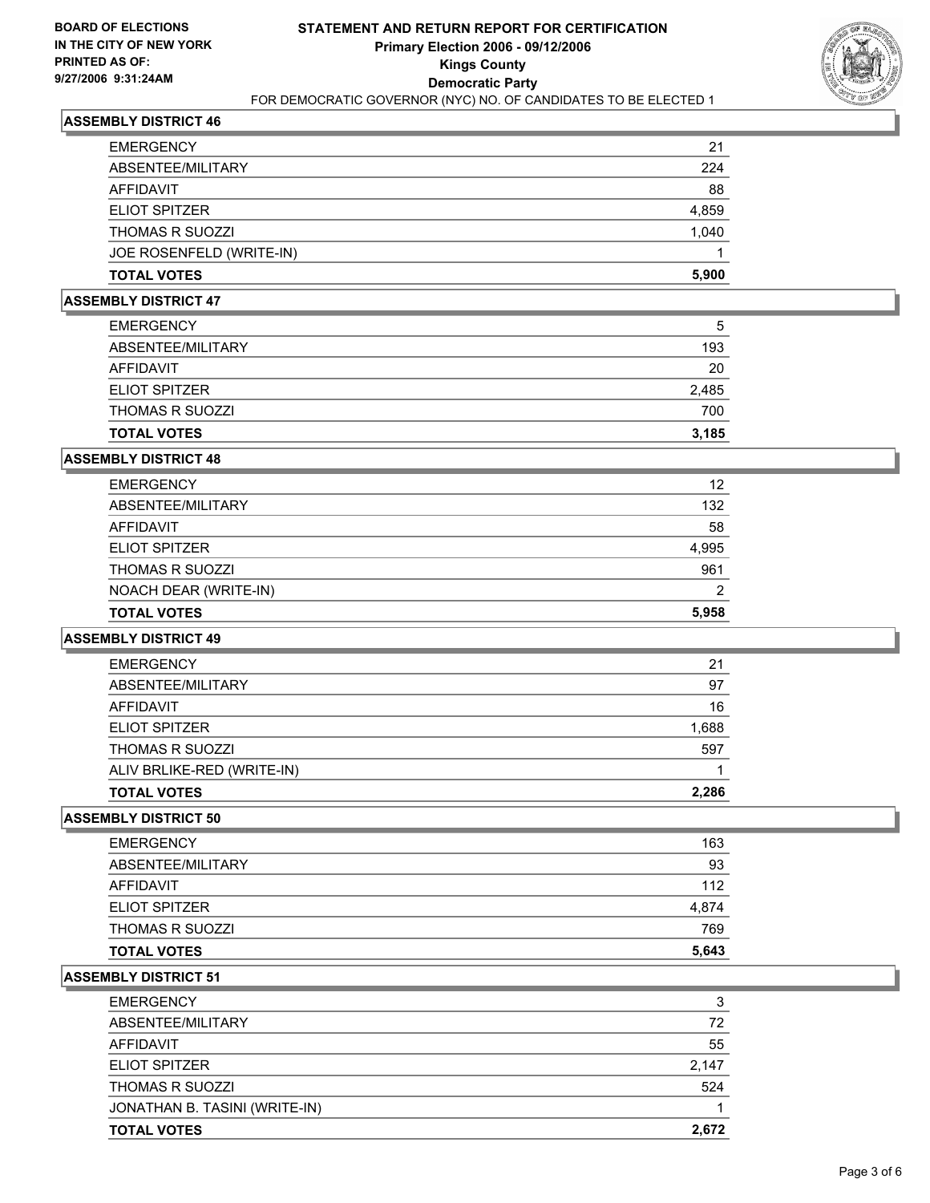**BOARD OF ELECTIONS IN THE CITY OF NEW YORK PRINTED AS OF: 9/27/2006 9:31:24AM**

# STATEMENT AND RETURN REPORT FOR CERTIFICATION
## Primary Election 2006 - 09/12/2006
## Kings County
## Democratic Party
FOR DEMOCRATIC GOVERNOR (NYC) NO. OF CANDIDATES TO BE ELECTED 1

### ASSEMBLY DISTRICT 46

| | |
|---|---|
| EMERGENCY | 21 |
| ABSENTEE/MILITARY | 224 |
| AFFIDAVIT | 88 |
| ELIOT SPITZER | 4,859 |
| THOMAS R SUOZZI | 1,040 |
| JOE ROSENFELD (WRITE-IN) | 1 |
| **TOTAL VOTES** | **5,900** |

### ASSEMBLY DISTRICT 47

| | |
|---|---|
| EMERGENCY | 5 |
| ABSENTEE/MILITARY | 193 |
| AFFIDAVIT | 20 |
| ELIOT SPITZER | 2,485 |
| THOMAS R SUOZZI | 700 |
| **TOTAL VOTES** | **3,185** |

### ASSEMBLY DISTRICT 48

| | |
|---|---|
| EMERGENCY | 12 |
| ABSENTEE/MILITARY | 132 |
| AFFIDAVIT | 58 |
| ELIOT SPITZER | 4,995 |
| THOMAS R SUOZZI | 961 |
| NOACH DEAR (WRITE-IN) | 2 |
| **TOTAL VOTES** | **5,958** |

### ASSEMBLY DISTRICT 49

| | |
|---|---|
| EMERGENCY | 21 |
| ABSENTEE/MILITARY | 97 |
| AFFIDAVIT | 16 |
| ELIOT SPITZER | 1,688 |
| THOMAS R SUOZZI | 597 |
| ALIV BRLIKE-RED (WRITE-IN) | 1 |
| **TOTAL VOTES** | **2,286** |

### ASSEMBLY DISTRICT 50

| | |
|---|---|
| EMERGENCY | 163 |
| ABSENTEE/MILITARY | 93 |
| AFFIDAVIT | 112 |
| ELIOT SPITZER | 4,874 |
| THOMAS R SUOZZI | 769 |
| **TOTAL VOTES** | **5,643** |

### ASSEMBLY DISTRICT 51

| | |
|---|---|
| EMERGENCY | 3 |
| ABSENTEE/MILITARY | 72 |
| AFFIDAVIT | 55 |
| ELIOT SPITZER | 2,147 |
| THOMAS R SUOZZI | 524 |
| JONATHAN B. TASINI (WRITE-IN) | 1 |
| **TOTAL VOTES** | **2,672** |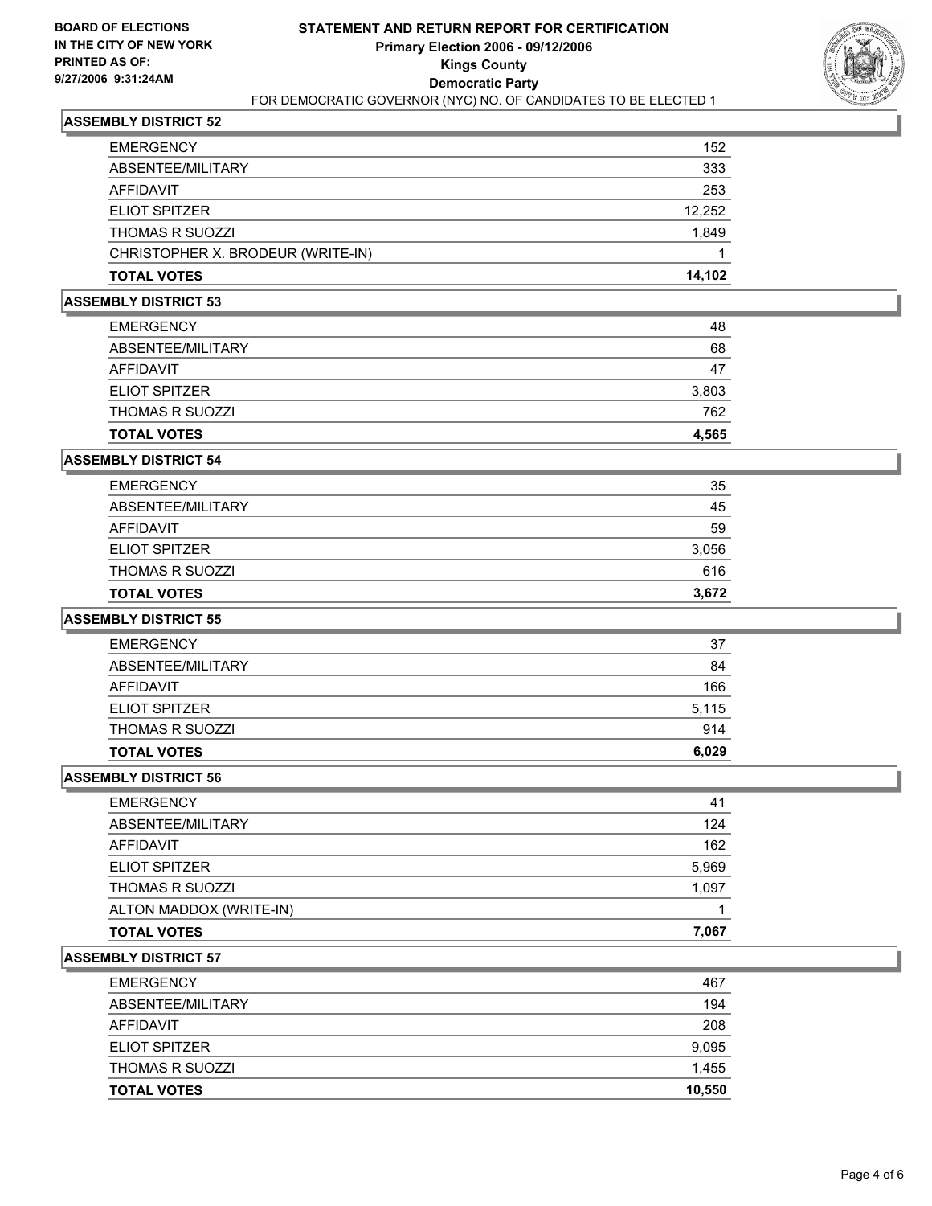**BOARD OF ELECTIONS IN THE CITY OF NEW YORK**
**PRINTED AS OF: 9/27/2006 9:31:24AM**

# STATEMENT AND RETURN REPORT FOR CERTIFICATION
## Primary Election 2006 - 09/12/2006
## Kings County
## Democratic Party
FOR DEMOCRATIC GOVERNOR (NYC) NO. OF CANDIDATES TO BE ELECTED 1

### ASSEMBLY DISTRICT 52

| | |
|---|---|
| EMERGENCY | 152 |
| ABSENTEE/MILITARY | 333 |
| AFFIDAVIT | 253 |
| ELIOT SPITZER | 12,252 |
| THOMAS R SUOZZI | 1,849 |
| CHRISTOPHER X. BRODEUR (WRITE-IN) | 1 |
| **TOTAL VOTES** | **14,102** |

### ASSEMBLY DISTRICT 53

| | |
|---|---|
| EMERGENCY | 48 |
| ABSENTEE/MILITARY | 68 |
| AFFIDAVIT | 47 |
| ELIOT SPITZER | 3,803 |
| THOMAS R SUOZZI | 762 |
| **TOTAL VOTES** | **4,565** |

### ASSEMBLY DISTRICT 54

| | |
|---|---|
| EMERGENCY | 35 |
| ABSENTEE/MILITARY | 45 |
| AFFIDAVIT | 59 |
| ELIOT SPITZER | 3,056 |
| THOMAS R SUOZZI | 616 |
| **TOTAL VOTES** | **3,672** |

### ASSEMBLY DISTRICT 55

| | |
|---|---|
| EMERGENCY | 37 |
| ABSENTEE/MILITARY | 84 |
| AFFIDAVIT | 166 |
| ELIOT SPITZER | 5,115 |
| THOMAS R SUOZZI | 914 |
| **TOTAL VOTES** | **6,029** |

### ASSEMBLY DISTRICT 56

| | |
|---|---|
| EMERGENCY | 41 |
| ABSENTEE/MILITARY | 124 |
| AFFIDAVIT | 162 |
| ELIOT SPITZER | 5,969 |
| THOMAS R SUOZZI | 1,097 |
| ALTON MADDOX (WRITE-IN) | 1 |
| **TOTAL VOTES** | **7,067** |

### ASSEMBLY DISTRICT 57

| | |
|---|---|
| EMERGENCY | 467 |
| ABSENTEE/MILITARY | 194 |
| AFFIDAVIT | 208 |
| ELIOT SPITZER | 9,095 |
| THOMAS R SUOZZI | 1,455 |
| **TOTAL VOTES** | **10,550** |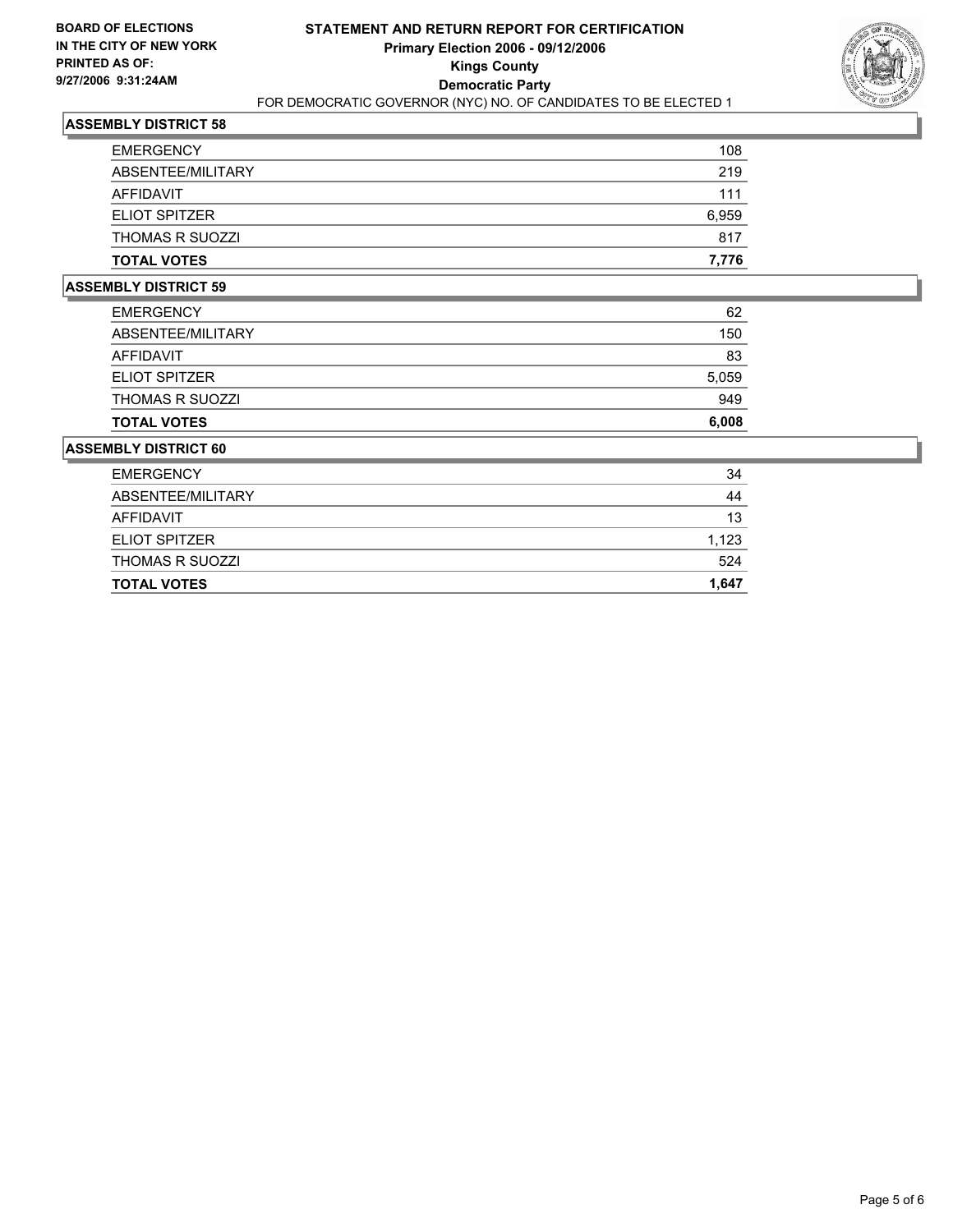**BOARD OF ELECTIONS IN THE CITY OF NEW YORK**
**PRINTED AS OF: 9/27/2006 9:31:24AM**

# STATEMENT AND RETURN REPORT FOR CERTIFICATION
## Primary Election 2006 - 09/12/2006
## Kings County
## Democratic Party

FOR DEMOCRATIC GOVERNOR (NYC) NO. OF CANDIDATES TO BE ELECTED 1

### ASSEMBLY DISTRICT 58

| | |
|---|---|
| EMERGENCY | 108 |
| ABSENTEE/MILITARY | 219 |
| AFFIDAVIT | 111 |
| ELIOT SPITZER | 6,959 |
| THOMAS R SUOZZI | 817 |
| **TOTAL VOTES** | **7,776** |

### ASSEMBLY DISTRICT 59

| | |
|---|---|
| EMERGENCY | 62 |
| ABSENTEE/MILITARY | 150 |
| AFFIDAVIT | 83 |
| ELIOT SPITZER | 5,059 |
| THOMAS R SUOZZI | 949 |
| **TOTAL VOTES** | **6,008** |

### ASSEMBLY DISTRICT 60

| | |
|---|---|
| EMERGENCY | 34 |
| ABSENTEE/MILITARY | 44 |
| AFFIDAVIT | 13 |
| ELIOT SPITZER | 1,123 |
| THOMAS R SUOZZI | 524 |
| **TOTAL VOTES** | **1,647** |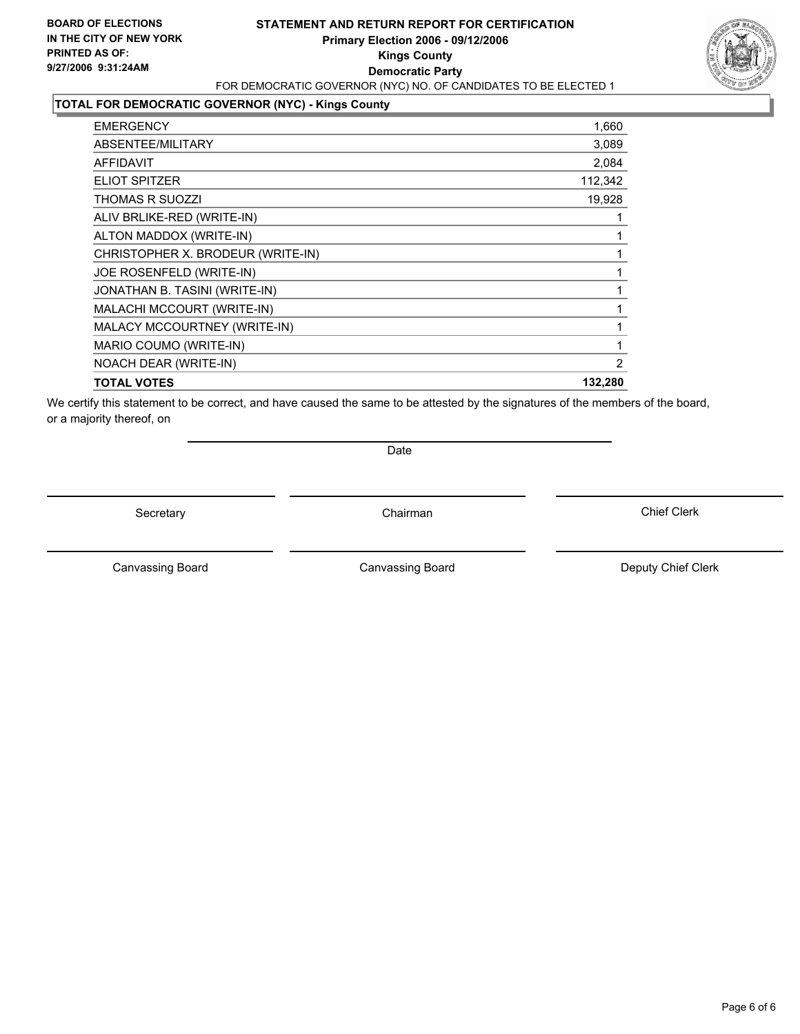**BOARD OF ELECTIONS IN THE CITY OF NEW YORK PRINTED AS OF: 9/27/2006 9:31:24AM**

# STATEMENT AND RETURN REPORT FOR CERTIFICATION
## Primary Election 2006 - 09/12/2006
## Kings County
## Democratic Party

FOR DEMOCRATIC GOVERNOR (NYC) NO. OF CANDIDATES TO BE ELECTED 1

### TOTAL FOR DEMOCRATIC GOVERNOR (NYC) - Kings County

| | |
|---|---|
| EMERGENCY | 1,660 |
| ABSENTEE/MILITARY | 3,089 |
| AFFIDAVIT | 2,084 |
| ELIOT SPITZER | 112,342 |
| THOMAS R SUOZZI | 19,928 |
| ALIV BRLIKE-RED (WRITE-IN) | 1 |
| ALTON MADDOX (WRITE-IN) | 1 |
| CHRISTOPHER X. BRODEUR (WRITE-IN) | 1 |
| JOE ROSENFELD (WRITE-IN) | 1 |
| JONATHAN B. TASINI (WRITE-IN) | 1 |
| MALACHI MCCOURT (WRITE-IN) | 1 |
| MALACY MCCOURTNEY (WRITE-IN) | 1 |
| MARIO COUMO (WRITE-IN) | 1 |
| NOACH DEAR (WRITE-IN) | 2 |
| **TOTAL VOTES** | **132,280** |

We certify this statement to be correct, and have caused the same to be attested by the signatures of the members of the board, or a majority thereof, on

Date

Secretary | Chairman | Chief Clerk

Canvassing Board | Canvassing Board | Deputy Chief Clerk